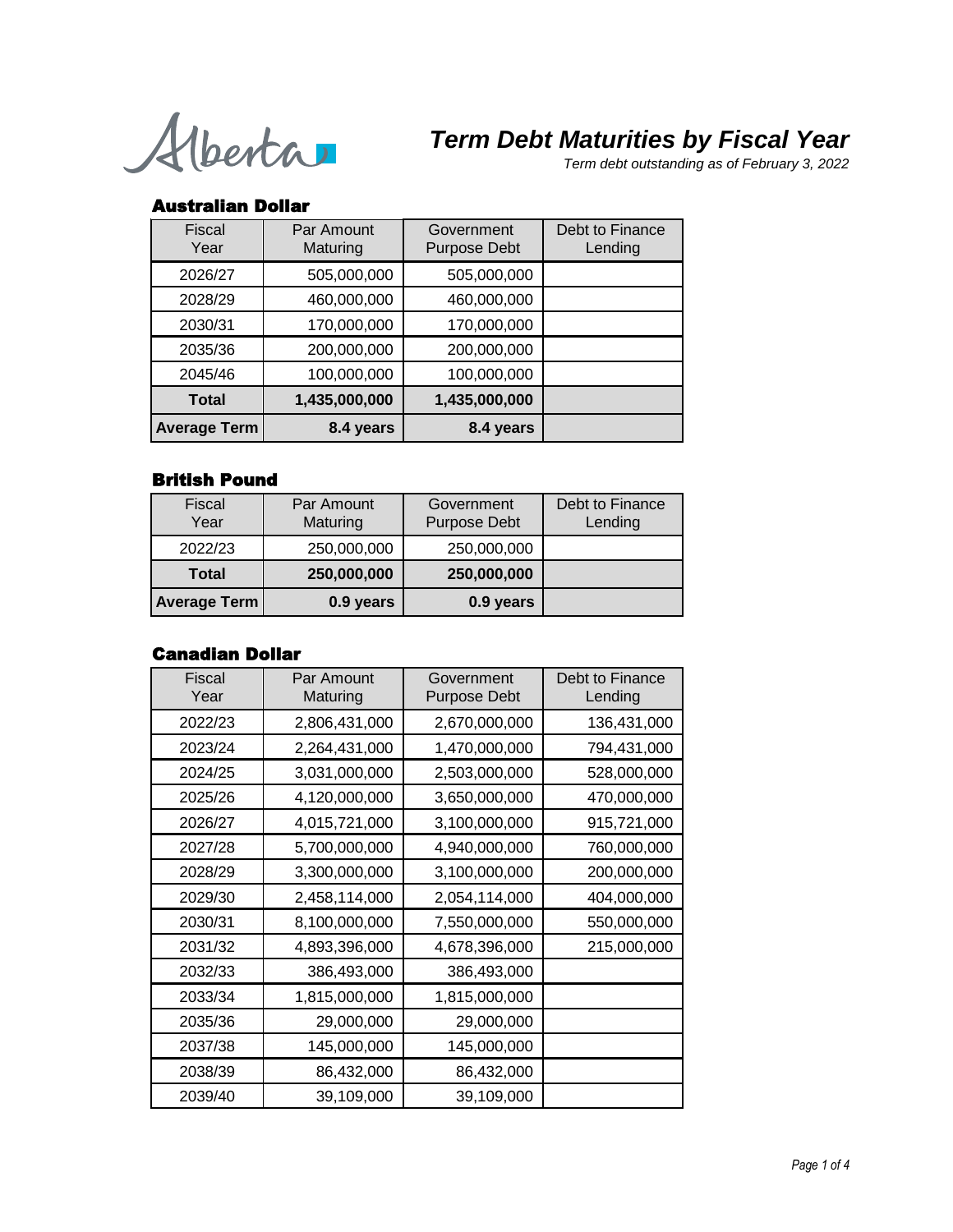# Term Debt Maturities by Fiscal Year

*Term debt outstanding as of February 3, 2022*

## Australian Dollar

| Fiscal Year | Par Amount Maturing | Government Purpose Debt | Debt to Finance Lending |
|---|---|---|---|
| 2026/27 | 505,000,000 | 505,000,000 | |
| 2028/29 | 460,000,000 | 460,000,000 | |
| 2030/31 | 170,000,000 | 170,000,000 | |
| 2035/36 | 200,000,000 | 200,000,000 | |
| 2045/46 | 100,000,000 | 100,000,000 | |
| **Total** | **1,435,000,000** | **1,435,000,000** | |
| **Average Term** | **8.4 years** | **8.4 years** | |

## British Pound

| Fiscal Year | Par Amount Maturing | Government Purpose Debt | Debt to Finance Lending |
|---|---|---|---|
| 2022/23 | 250,000,000 | 250,000,000 | |
| **Total** | **250,000,000** | **250,000,000** | |
| **Average Term** | **0.9 years** | **0.9 years** | |

## Canadian Dollar

| Fiscal Year | Par Amount Maturing | Government Purpose Debt | Debt to Finance Lending |
|---|---|---|---|
| 2022/23 | 2,806,431,000 | 2,670,000,000 | 136,431,000 |
| 2023/24 | 2,264,431,000 | 1,470,000,000 | 794,431,000 |
| 2024/25 | 3,031,000,000 | 2,503,000,000 | 528,000,000 |
| 2025/26 | 4,120,000,000 | 3,650,000,000 | 470,000,000 |
| 2026/27 | 4,015,721,000 | 3,100,000,000 | 915,721,000 |
| 2027/28 | 5,700,000,000 | 4,940,000,000 | 760,000,000 |
| 2028/29 | 3,300,000,000 | 3,100,000,000 | 200,000,000 |
| 2029/30 | 2,458,114,000 | 2,054,114,000 | 404,000,000 |
| 2030/31 | 8,100,000,000 | 7,550,000,000 | 550,000,000 |
| 2031/32 | 4,893,396,000 | 4,678,396,000 | 215,000,000 |
| 2032/33 | 386,493,000 | 386,493,000 | |
| 2033/34 | 1,815,000,000 | 1,815,000,000 | |
| 2035/36 | 29,000,000 | 29,000,000 | |
| 2037/38 | 145,000,000 | 145,000,000 | |
| 2038/39 | 86,432,000 | 86,432,000 | |
| 2039/40 | 39,109,000 | 39,109,000 | |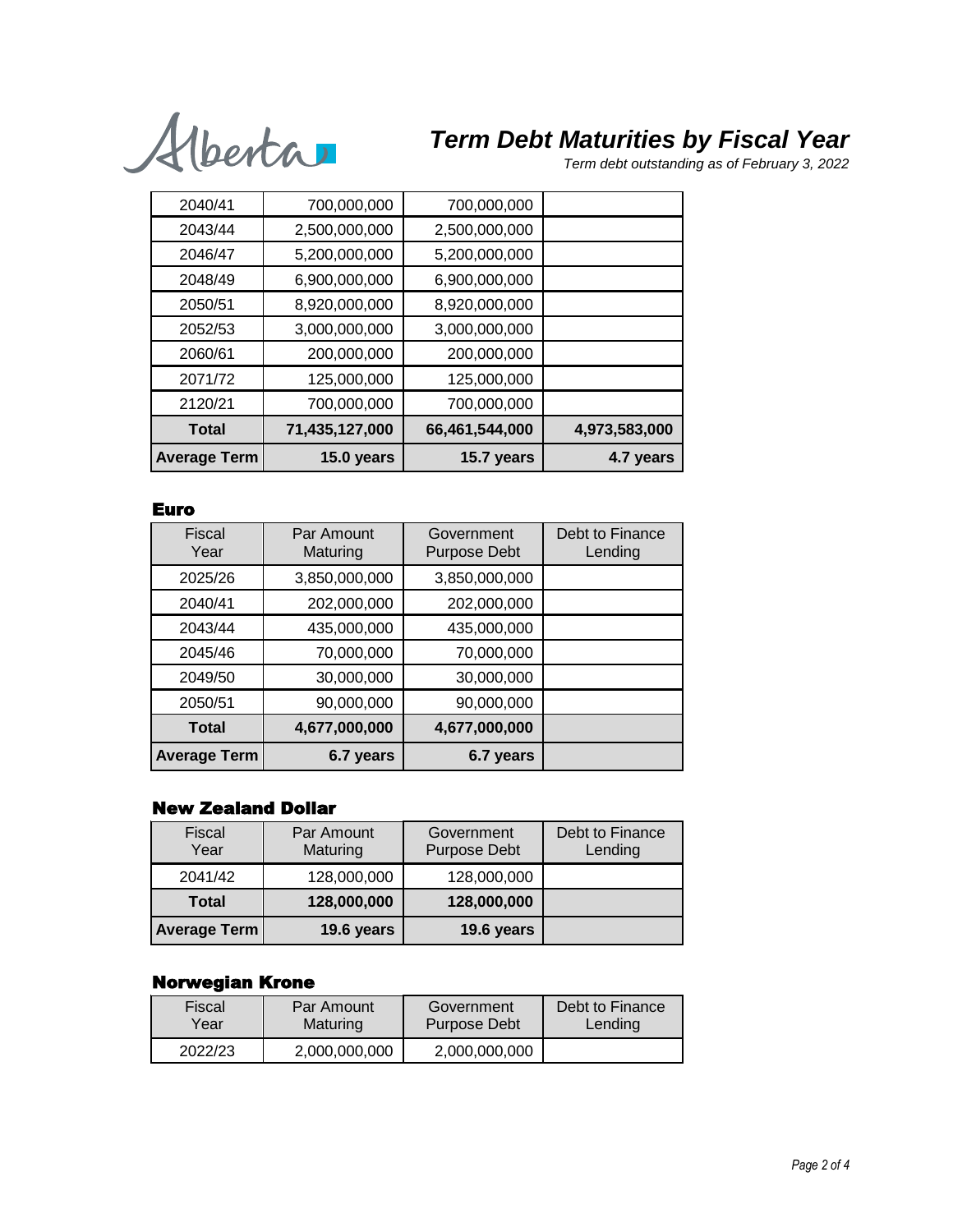# Term Debt Maturities by Fiscal Year

*Term debt outstanding as of February 3, 2022*

| | | | |
|---|---|---|---|
| 2040/41 | 700,000,000 | 700,000,000 | |
| 2043/44 | 2,500,000,000 | 2,500,000,000 | |
| 2046/47 | 5,200,000,000 | 5,200,000,000 | |
| 2048/49 | 6,900,000,000 | 6,900,000,000 | |
| 2050/51 | 8,920,000,000 | 8,920,000,000 | |
| 2052/53 | 3,000,000,000 | 3,000,000,000 | |
| 2060/61 | 200,000,000 | 200,000,000 | |
| 2071/72 | 125,000,000 | 125,000,000 | |
| 2120/21 | 700,000,000 | 700,000,000 | |
| **Total** | **71,435,127,000** | **66,461,544,000** | **4,973,583,000** |
| **Average Term** | **15.0 years** | **15.7 years** | **4.7 years** |

## Euro

| Fiscal Year | Par Amount Maturing | Government Purpose Debt | Debt to Finance Lending |
|---|---|---|---|
| 2025/26 | 3,850,000,000 | 3,850,000,000 | |
| 2040/41 | 202,000,000 | 202,000,000 | |
| 2043/44 | 435,000,000 | 435,000,000 | |
| 2045/46 | 70,000,000 | 70,000,000 | |
| 2049/50 | 30,000,000 | 30,000,000 | |
| 2050/51 | 90,000,000 | 90,000,000 | |
| **Total** | **4,677,000,000** | **4,677,000,000** | |
| **Average Term** | **6.7 years** | **6.7 years** | |

## New Zealand Dollar

| Fiscal Year | Par Amount Maturing | Government Purpose Debt | Debt to Finance Lending |
|---|---|---|---|
| 2041/42 | 128,000,000 | 128,000,000 | |
| **Total** | **128,000,000** | **128,000,000** | |
| **Average Term** | **19.6 years** | **19.6 years** | |

## Norwegian Krone

| Fiscal Year | Par Amount Maturing | Government Purpose Debt | Debt to Finance Lending |
|---|---|---|---|
| 2022/23 | 2,000,000,000 | 2,000,000,000 | |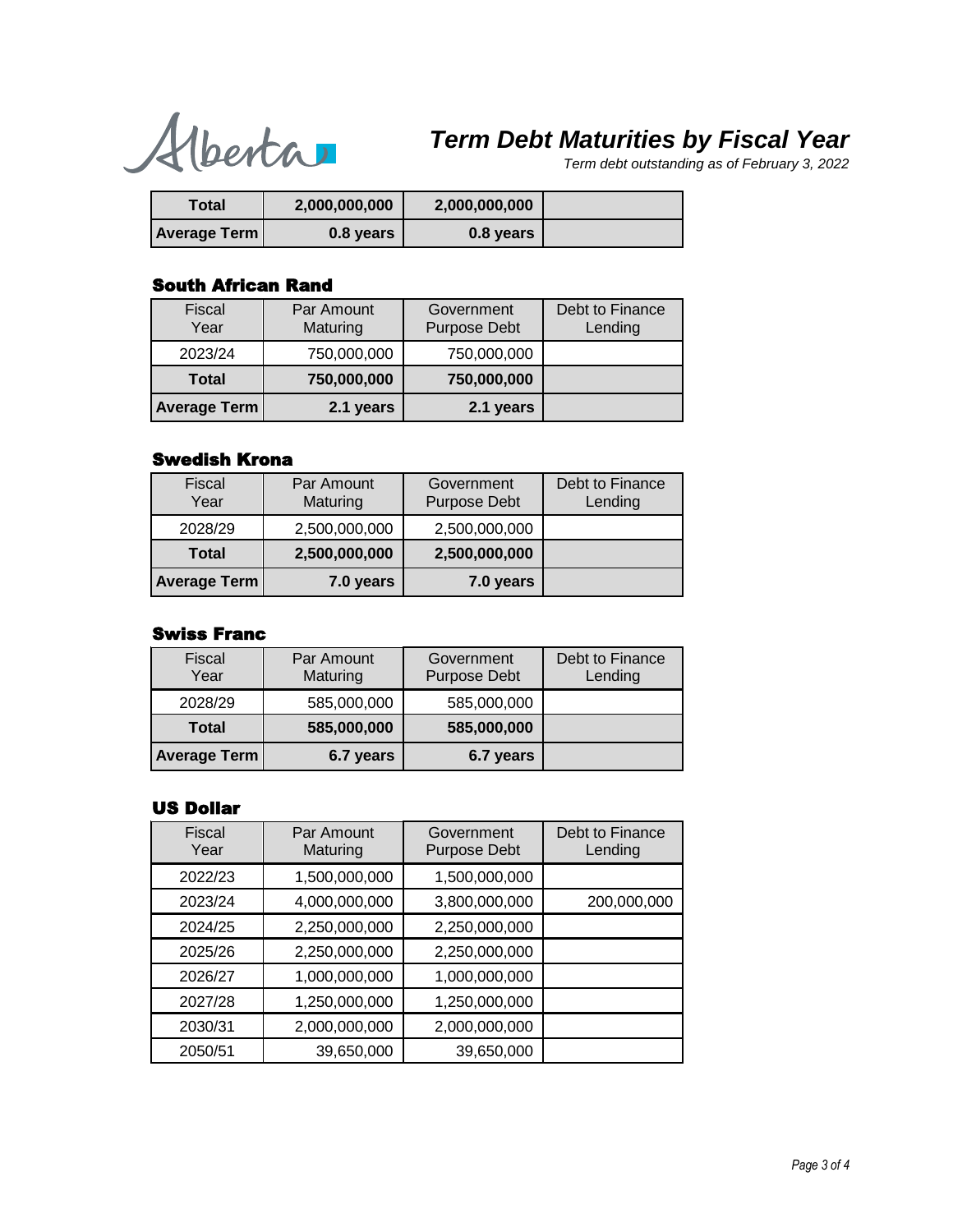# Term Debt Maturities by Fiscal Year

*Term debt outstanding as of February 3, 2022*

| | | | |
|---|---|---|---|
| **Total** | **2,000,000,000** | **2,000,000,000** | |
| **Average Term** | **0.8 years** | **0.8 years** | |

### South African Rand

| Fiscal Year | Par Amount Maturing | Government Purpose Debt | Debt to Finance Lending |
|---|---|---|---|
| 2023/24 | 750,000,000 | 750,000,000 | |
| **Total** | **750,000,000** | **750,000,000** | |
| **Average Term** | **2.1 years** | **2.1 years** | |

### Swedish Krona

| Fiscal Year | Par Amount Maturing | Government Purpose Debt | Debt to Finance Lending |
|---|---|---|---|
| 2028/29 | 2,500,000,000 | 2,500,000,000 | |
| **Total** | **2,500,000,000** | **2,500,000,000** | |
| **Average Term** | **7.0 years** | **7.0 years** | |

### Swiss Franc

| Fiscal Year | Par Amount Maturing | Government Purpose Debt | Debt to Finance Lending |
|---|---|---|---|
| 2028/29 | 585,000,000 | 585,000,000 | |
| **Total** | **585,000,000** | **585,000,000** | |
| **Average Term** | **6.7 years** | **6.7 years** | |

### US Dollar

| Fiscal Year | Par Amount Maturing | Government Purpose Debt | Debt to Finance Lending |
|---|---|---|---|
| 2022/23 | 1,500,000,000 | 1,500,000,000 | |
| 2023/24 | 4,000,000,000 | 3,800,000,000 | 200,000,000 |
| 2024/25 | 2,250,000,000 | 2,250,000,000 | |
| 2025/26 | 2,250,000,000 | 2,250,000,000 | |
| 2026/27 | 1,000,000,000 | 1,000,000,000 | |
| 2027/28 | 1,250,000,000 | 1,250,000,000 | |
| 2030/31 | 2,000,000,000 | 2,000,000,000 | |
| 2050/51 | 39,650,000 | 39,650,000 | |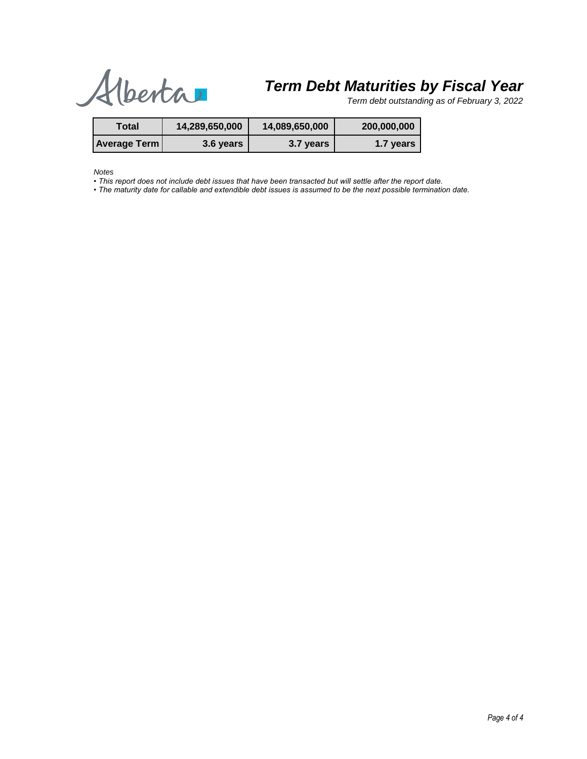# Term Debt Maturities by Fiscal Year

*Term debt outstanding as of February 3, 2022*

| | | | |
|---|---|---|---|
| **Total** | **14,289,650,000** | **14,089,650,000** | **200,000,000** |
| **Average Term** | **3.6 years** | **3.7 years** | **1.7 years** |

*Notes*

- *This report does not include debt issues that have been transacted but will settle after the report date.*
- *The maturity date for callable and extendible debt issues is assumed to be the next possible termination date.*